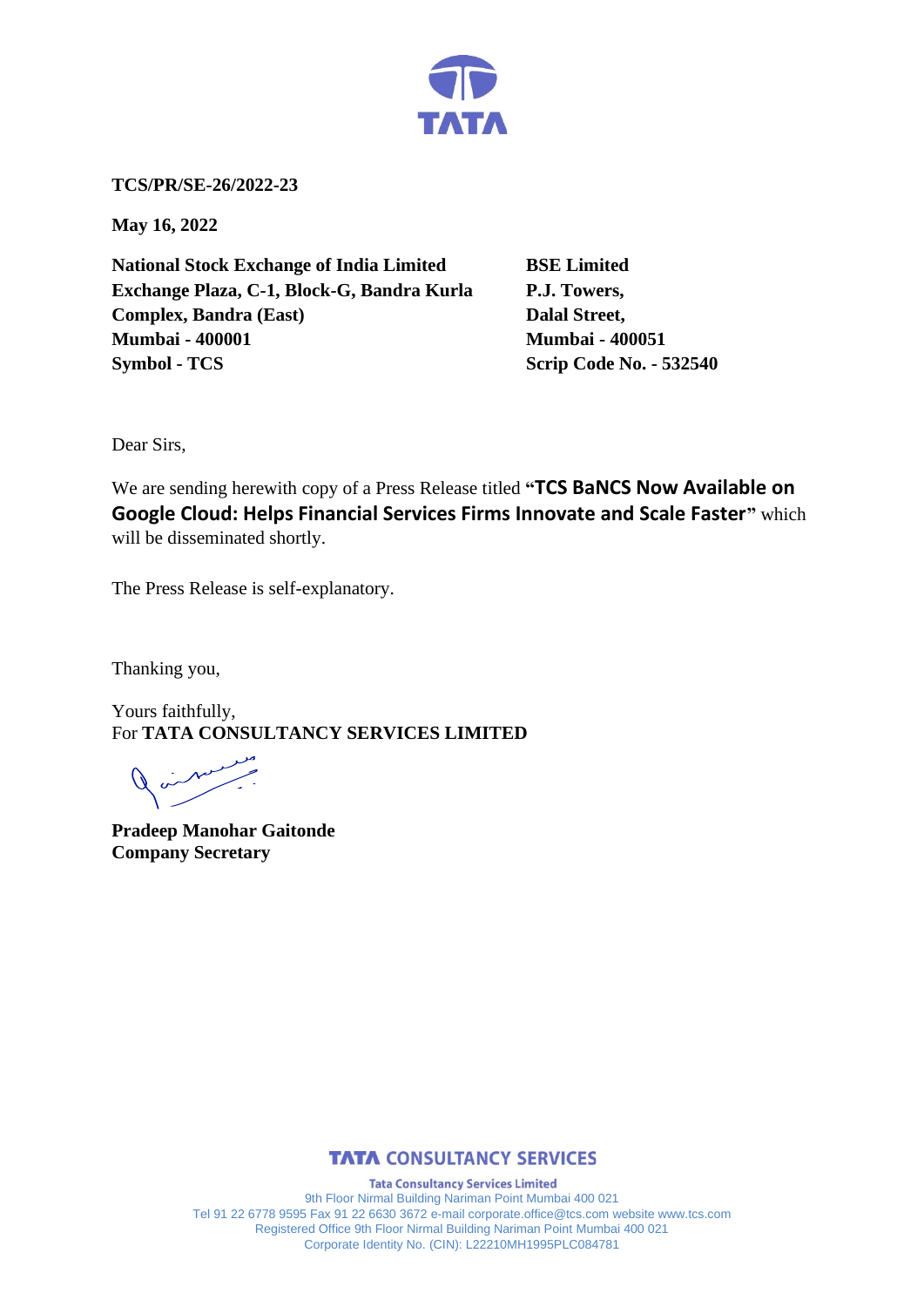**TCS/PR/SE-26/2022-23**

**May 16, 2022**

**National Stock Exchange of India Limited**
**Exchange Plaza, C-1, Block-G, Bandra Kurla Complex, Bandra (East)**
**Mumbai - 400001**
**Symbol - TCS**

**BSE Limited**
**P.J. Towers,**
**Dalal Street,**
**Mumbai - 400051**
**Scrip Code No. - 532540**

Dear Sirs,

We are sending herewith copy of a Press Release titled **"TCS BaNCS Now Available on Google Cloud: Helps Financial Services Firms Innovate and Scale Faster"** which will be disseminated shortly.

The Press Release is self-explanatory.

Thanking you,

Yours faithfully,
For **TATA CONSULTANCY SERVICES LIMITED**

**Pradeep Manohar Gaitonde**
**Company Secretary**

**TATA CONSULTANCY SERVICES**

**Tata Consultancy Services Limited**
9th Floor Nirmal Building Nariman Point Mumbai 400 021
Tel 91 22 6778 9595 Fax 91 22 6630 3672 e-mail corporate.office@tcs.com website www.tcs.com
Registered Office 9th Floor Nirmal Building Nariman Point Mumbai 400 021
Corporate Identity No. (CIN): L22210MH1995PLC084781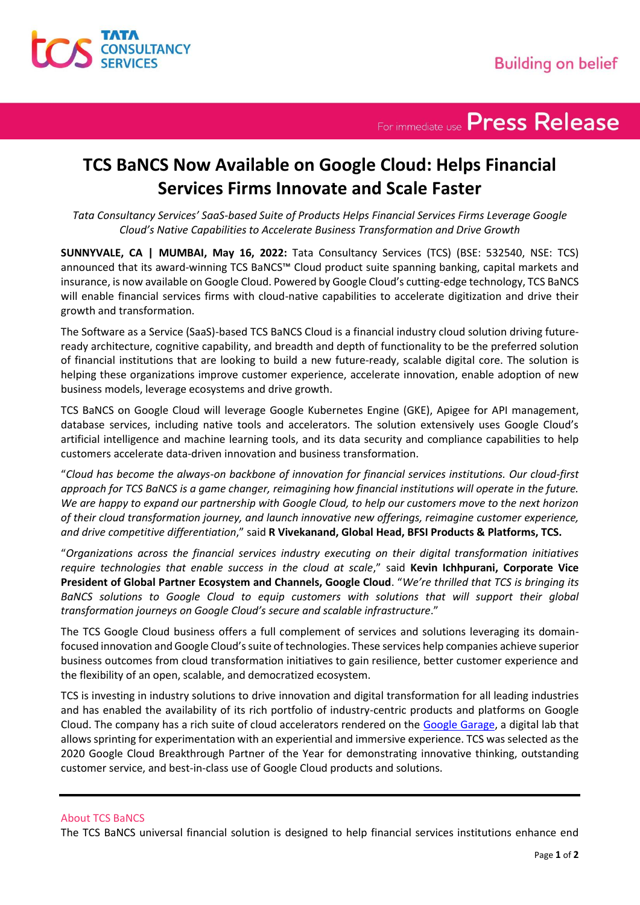For immediate use **Press Release**

# TCS BaNCS Now Available on Google Cloud: Helps Financial Services Firms Innovate and Scale Faster

*Tata Consultancy Services' SaaS-based Suite of Products Helps Financial Services Firms Leverage Google Cloud's Native Capabilities to Accelerate Business Transformation and Drive Growth*

**SUNNYVALE, CA | MUMBAI, May 16, 2022:** Tata Consultancy Services (TCS) (BSE: 532540, NSE: TCS) announced that its award-winning TCS BaNCS™ Cloud product suite spanning banking, capital markets and insurance, is now available on Google Cloud. Powered by Google Cloud's cutting-edge technology, TCS BaNCS will enable financial services firms with cloud-native capabilities to accelerate digitization and drive their growth and transformation.

The Software as a Service (SaaS)-based TCS BaNCS Cloud is a financial industry cloud solution driving future-ready architecture, cognitive capability, and breadth and depth of functionality to be the preferred solution of financial institutions that are looking to build a new future-ready, scalable digital core. The solution is helping these organizations improve customer experience, accelerate innovation, enable adoption of new business models, leverage ecosystems and drive growth.

TCS BaNCS on Google Cloud will leverage Google Kubernetes Engine (GKE), Apigee for API management, database services, including native tools and accelerators. The solution extensively uses Google Cloud's artificial intelligence and machine learning tools, and its data security and compliance capabilities to help customers accelerate data-driven innovation and business transformation.

"*Cloud has become the always-on backbone of innovation for financial services institutions. Our cloud-first approach for TCS BaNCS is a game changer, reimagining how financial institutions will operate in the future. We are happy to expand our partnership with Google Cloud, to help our customers move to the next horizon of their cloud transformation journey, and launch innovative new offerings, reimagine customer experience, and drive competitive differentiation*," said **R Vivekanand, Global Head, BFSI Products & Platforms, TCS.**

"*Organizations across the financial services industry executing on their digital transformation initiatives require technologies that enable success in the cloud at scale*," said **Kevin Ichhpurani, Corporate Vice President of Global Partner Ecosystem and Channels, Google Cloud**. "*We're thrilled that TCS is bringing its BaNCS solutions to Google Cloud to equip customers with solutions that will support their global transformation journeys on Google Cloud's secure and scalable infrastructure*."

The TCS Google Cloud business offers a full complement of services and solutions leveraging its domain-focused innovation and Google Cloud's suite of technologies. These services help companies achieve superior business outcomes from cloud transformation initiatives to gain resilience, better customer experience and the flexibility of an open, scalable, and democratized ecosystem.

TCS is investing in industry solutions to drive innovation and digital transformation for all leading industries and has enabled the availability of its rich portfolio of industry-centric products and platforms on Google Cloud. The company has a rich suite of cloud accelerators rendered on the Google Garage, a digital lab that allows sprinting for experimentation with an experiential and immersive experience. TCS was selected as the 2020 Google Cloud Breakthrough Partner of the Year for demonstrating innovative thinking, outstanding customer service, and best-in-class use of Google Cloud products and solutions.

---

## About TCS BaNCS

The TCS BaNCS universal financial solution is designed to help financial services institutions enhance end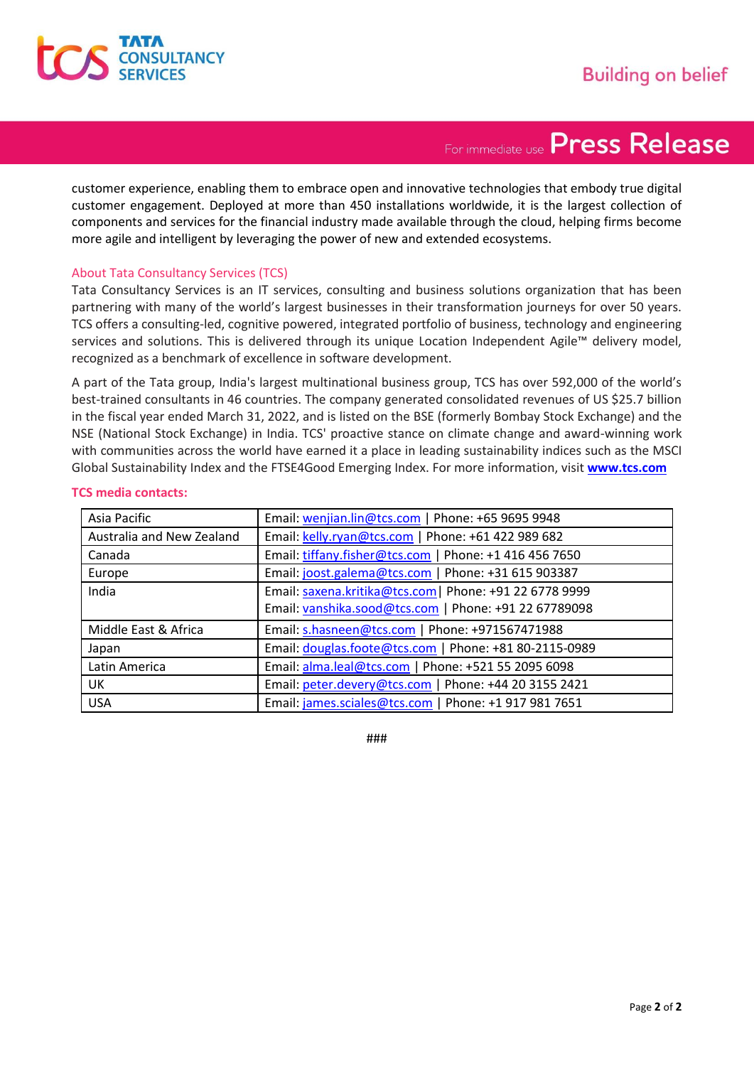customer experience, enabling them to embrace open and innovative technologies that embody true digital customer engagement. Deployed at more than 450 installations worldwide, it is the largest collection of components and services for the financial industry made available through the cloud, helping firms become more agile and intelligent by leveraging the power of new and extended ecosystems.

## About Tata Consultancy Services (TCS)

Tata Consultancy Services is an IT services, consulting and business solutions organization that has been partnering with many of the world's largest businesses in their transformation journeys for over 50 years. TCS offers a consulting-led, cognitive powered, integrated portfolio of business, technology and engineering services and solutions. This is delivered through its unique Location Independent Agile™ delivery model, recognized as a benchmark of excellence in software development.

A part of the Tata group, India's largest multinational business group, TCS has over 592,000 of the world's best-trained consultants in 46 countries. The company generated consolidated revenues of US $25.7 billion in the fiscal year ended March 31, 2022, and is listed on the BSE (formerly Bombay Stock Exchange) and the NSE (National Stock Exchange) in India. TCS' proactive stance on climate change and award-winning work with communities across the world have earned it a place in leading sustainability indices such as the MSCI Global Sustainability Index and the FTSE4Good Emerging Index. For more information, visit **www.tcs.com**

**TCS media contacts:**

| | |
|---|---|
| Asia Pacific | Email: wenjian.lin@tcs.com \| Phone: +65 9695 9948 |
| Australia and New Zealand | Email: kelly.ryan@tcs.com \| Phone: +61 422 989 682 |
| Canada | Email: tiffany.fisher@tcs.com \| Phone: +1 416 456 7650 |
| Europe | Email: joost.galema@tcs.com \| Phone: +31 615 903387 |
| India | Email: saxena.kritika@tcs.com\| Phone: +91 22 6778 9999<br>Email: vanshika.sood@tcs.com \| Phone: +91 22 67789098 |
| Middle East & Africa | Email: s.hasneen@tcs.com \| Phone: +971567471988 |
| Japan | Email: douglas.foote@tcs.com \| Phone: +81 80-2115-0989 |
| Latin America | Email: alma.leal@tcs.com \| Phone: +521 55 2095 6098 |
| UK | Email: peter.devery@tcs.com \| Phone: +44 20 3155 2421 |
| USA | Email: james.sciales@tcs.com \| Phone: +1 917 981 7651 |

###